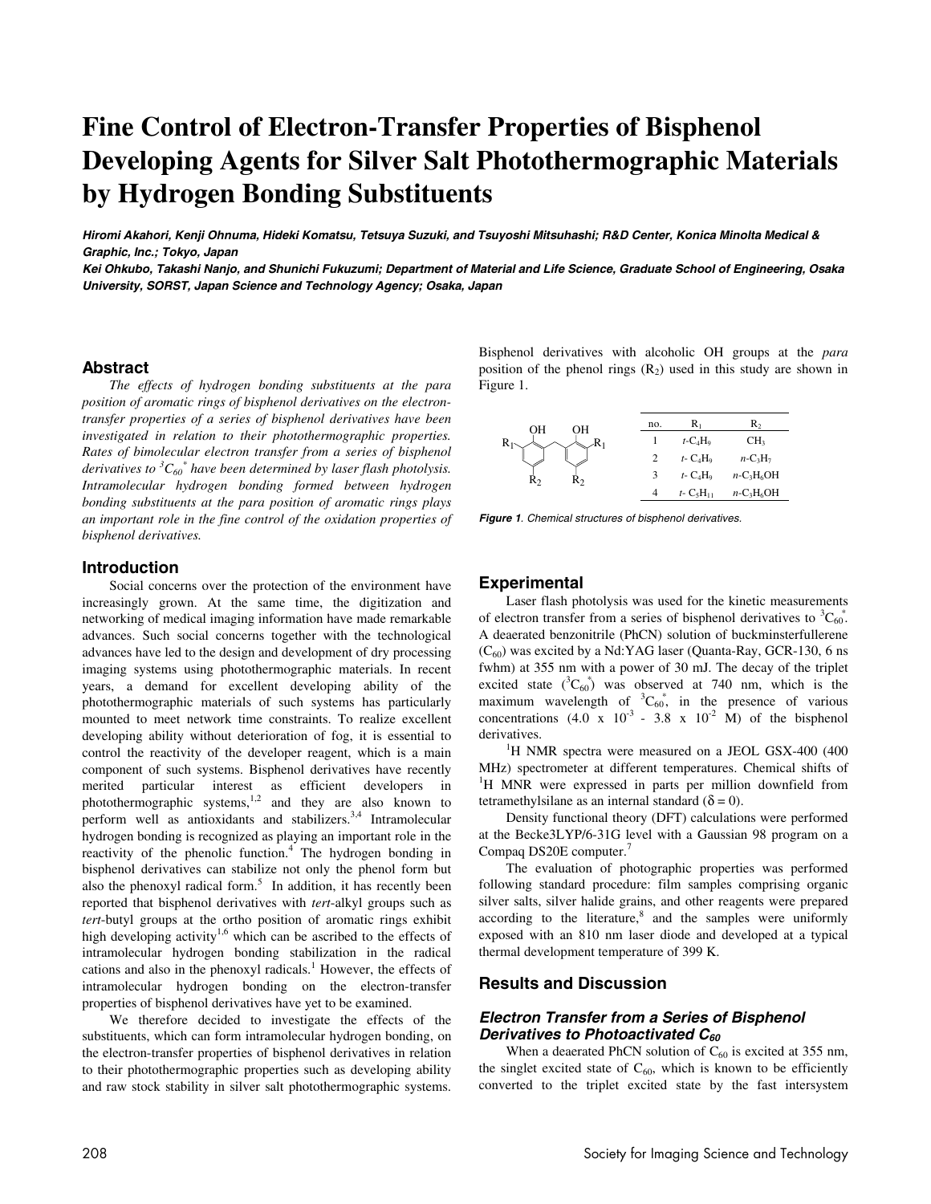# Fine Control of Electron-Transfer Properties of Bisphenol Developing Agents for Silver Salt Photothermographic Materials by Hydrogen Bonding Substituents

***Hiromi Akahori, Kenji Ohnuma, Hideki Komatsu, Tetsuya Suzuki, and Tsuyoshi Mitsuhashi; R&D Center, Konica Minolta Medical & Graphic, Inc.; Tokyo, Japan***

***Kei Ohkubo, Takashi Nanjo, and Shunichi Fukuzumi; Department of Material and Life Science, Graduate School of Engineering, Osaka University, SORST, Japan Science and Technology Agency; Osaka, Japan***

## Abstract

*The effects of hydrogen bonding substituents at the para position of aromatic rings of bisphenol derivatives on the electron-transfer properties of a series of bisphenol derivatives have been investigated in relation to their photothermographic properties. Rates of bimolecular electron transfer from a series of bisphenol derivatives to $^3C_{60}^*$ have been determined by laser flash photolysis. Intramolecular hydrogen bonding formed between hydrogen bonding substituents at the para position of aromatic rings plays an important role in the fine control of the oxidation properties of bisphenol derivatives.*

## Introduction

Social concerns over the protection of the environment have increasingly grown. At the same time, the digitization and networking of medical imaging information have made remarkable advances. Such social concerns together with the technological advances have led to the design and development of dry processing imaging systems using photothermographic materials. In recent years, a demand for excellent developing ability of the photothermographic materials of such systems has particularly mounted to meet network time constraints. To realize excellent developing ability without deterioration of fog, it is essential to control the reactivity of the developer reagent, which is a main component of such systems. Bisphenol derivatives have recently merited particular interest as efficient developers in photothermographic systems,[1,2] and they are also known to perform well as antioxidants and stabilizers.[3,4] Intramolecular hydrogen bonding is recognized as playing an important role in the reactivity of the phenolic function.[4] The hydrogen bonding in bisphenol derivatives can stabilize not only the phenol form but also the phenoxyl radical form.[5] In addition, it has recently been reported that bisphenol derivatives with *tert*-alkyl groups such as *tert*-butyl groups at the ortho position of aromatic rings exhibit high developing activity[1,6] which can be ascribed to the effects of intramolecular hydrogen bonding stabilization in the radical cations and also in the phenoxyl radicals.[1] However, the effects of intramolecular hydrogen bonding on the electron-transfer properties of bisphenol derivatives have yet to be examined.

We therefore decided to investigate the effects of the substituents, which can form intramolecular hydrogen bonding, on the electron-transfer properties of bisphenol derivatives in relation to their photothermographic properties such as developing ability and raw stock stability in silver salt photothermographic systems. Bisphenol derivatives with alcoholic OH groups at the *para* position of the phenol rings ($R_2$) used in this study are shown in Figure 1.

| no. | $R_1$ | $R_2$ |
|---|---|---|
| 1 | $t$-$C_4H_9$ | $CH_3$ |
| 2 | $t$-$C_4H_9$ | $n$-$C_3H_7$ |
| 3 | $t$-$C_4H_9$ | $n$-$C_3H_6OH$ |
| 4 | $t$-$C_5H_{11}$ | $n$-$C_3H_6OH$ |

***Figure 1**. Chemical structures of bisphenol derivatives.*

## Experimental

Laser flash photolysis was used for the kinetic measurements of electron transfer from a series of bisphenol derivatives to $^3C_{60}^*$. A deaerated benzonitrile (PhCN) solution of buckminsterfullerene ($C_{60}$) was excited by a Nd:YAG laser (Quanta-Ray, GCR-130, 6 ns fwhm) at 355 nm with a power of 30 mJ. The decay of the triplet excited state ($^3C_{60}^*$) was observed at 740 nm, which is the maximum wavelength of $^3C_{60}^*$, in the presence of various concentrations ($4.0 \times 10^{-3}$ - $3.8 \times 10^{-2}$ M) of the bisphenol derivatives.

$^1$H NMR spectra were measured on a JEOL GSX-400 (400 MHz) spectrometer at different temperatures. Chemical shifts of $^1$H MNR were expressed in parts per million downfield from tetramethylsilane as an internal standard ($\delta = 0$).

Density functional theory (DFT) calculations were performed at the Becke3LYP/6-31G level with a Gaussian 98 program on a Compaq DS20E computer.[7]

The evaluation of photographic properties was performed following standard procedure: film samples comprising organic silver salts, silver halide grains, and other reagents were prepared according to the literature,[8] and the samples were uniformly exposed with an 810 nm laser diode and developed at a typical thermal development temperature of 399 K.

## Results and Discussion

### Electron Transfer from a Series of Bisphenol Derivatives to Photoactivated $C_{60}$

When a deaerated PhCN solution of $C_{60}$ is excited at 355 nm, the singlet excited state of $C_{60}$, which is known to be efficiently converted to the triplet excited state by the fast intersystem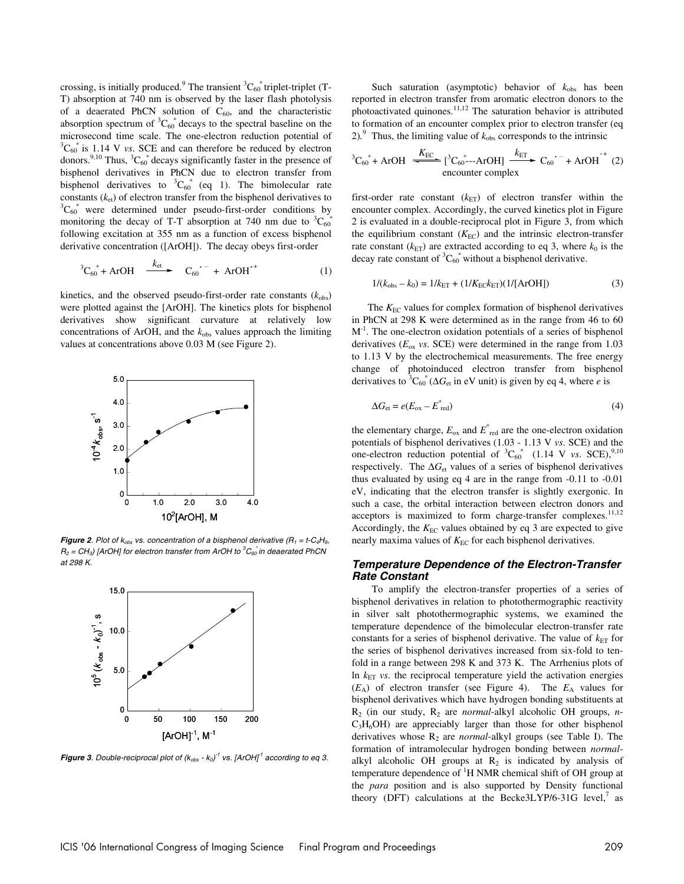crossing, is initially produced.[9] The transient $^3C_{60}^*$ triplet-triplet (T-T) absorption at 740 nm is observed by the laser flash photolysis of a deaerated PhCN solution of $C_{60}$, and the characteristic absorption spectrum of $^3C_{60}^*$ decays to the spectral baseline on the microsecond time scale. The one-electron reduction potential of $^3C_{60}^*$ is 1.14 V *vs*. SCE and can therefore be reduced by electron donors.[9,10] Thus, $^3C_{60}^*$ decays significantly faster in the presence of bisphenol derivatives in PhCN due to electron transfer from bisphenol derivatives to $^3C_{60}^*$ (eq 1). The bimolecular rate constants ($k_{et}$) of electron transfer from the bisphenol derivatives to $^3C_{60}^*$ were determined under pseudo-first-order conditions by monitoring the decay of T-T absorption at 740 nm due to $^3C_{60}^*$ following excitation at 355 nm as a function of excess bisphenol derivative concentration ([ArOH]). The decay obeys first-order

$$^3C_{60}^* + \text{ArOH} \xrightarrow{k_{et}} C_{60}^{\bullet -} + \text{ArOH}^{\bullet +} \quad (1)$$

kinetics, and the observed pseudo-first-order rate constants ($k_{obs}$) were plotted against the [ArOH]. The kinetics plots for bisphenol derivatives show significant curvature at relatively low concentrations of ArOH, and the $k_{obs}$ values approach the limiting values at concentrations above 0.03 M (see Figure 2).

***Figure 2****. Plot of $k_{obs}$ vs. concentration of a bisphenol derivative ($R_1$ = t-$C_4H_9$, $R_2$ = $CH_3$) [ArOH] for electron transfer from ArOH to $^3C_{60}^*$ in deaerated PhCN at 298 K.*

***Figure 3****. Double-reciprocal plot of $(k_{obs} - k_0)^{-1}$ vs. $[ArOH]^{-1}$ according to eq 3.*

Such saturation (asymptotic) behavior of $k_{obs}$ has been reported in electron transfer from aromatic electron donors to the photoactivated quinones.[11,12] The saturation behavior is attributed to formation of an encounter complex prior to electron transfer (eq 2).[9] Thus, the limiting value of $k_{obs}$ corresponds to the intrinsic

$$^3C_{60}^* + \text{ArOH} \underset{}{\overset{K_{EC}}{\rightleftharpoons}} \underset{\text{encounter complex}}{[^3C_{60}^*\text{---ArOH}]} \xrightarrow{k_{ET}} C_{60}^{\bullet -} + \text{ArOH}^{\bullet +} \quad (2)$$

first-order rate constant ($k_{ET}$) of electron transfer within the encounter complex. Accordingly, the curved kinetics plot in Figure 2 is evaluated in a double-reciprocal plot in Figure 3, from which the equilibrium constant ($K_{EC}$) and the intrinsic electron-transfer rate constant ($k_{ET}$) are extracted according to eq 3, where $k_0$ is the decay rate constant of $^3C_{60}^*$ without a bisphenol derivative.

$$1/(k_{obs} - k_0) = 1/k_{ET} + (1/K_{EC}k_{ET})(1/[\text{ArOH}]) \quad (3)$$

The $K_{EC}$ values for complex formation of bisphenol derivatives in PhCN at 298 K were determined as in the range from 46 to 60 $M^{-1}$. The one-electron oxidation potentials of a series of bisphenol derivatives ($E_{ox}$ *vs*. SCE) were determined in the range from 1.03 to 1.13 V by the electrochemical measurements. The free energy change of photoinduced electron transfer from bisphenol derivatives to $^3C_{60}^*$ ($\Delta G_{et}$ in eV unit) is given by eq 4, where $e$ is

$$\Delta G_{et} = e(E_{ox} - E^*_{red}) \quad (4)$$

the elementary charge, $E_{ox}$ and $E^*_{red}$ are the one-electron oxidation potentials of bisphenol derivatives (1.03 - 1.13 V *vs*. SCE) and the one-electron reduction potential of $^3C_{60}^*$ (1.14 V *vs*. SCE),[9,10] respectively. The $\Delta G_{et}$ values of a series of bisphenol derivatives thus evaluated by using eq 4 are in the range from -0.11 to -0.01 eV, indicating that the electron transfer is slightly exergonic. In such a case, the orbital interaction between electron donors and acceptors is maximized to form charge-transfer complexes.[11,12] Accordingly, the $K_{EC}$ values obtained by eq 3 are expected to give nearly maxima values of $K_{EC}$ for each bisphenol derivatives.

### Temperature Dependence of the Electron-Transfer Rate Constant

To amplify the electron-transfer properties of a series of bisphenol derivatives in relation to photothermographic reactivity in silver salt photothermographic systems, we examined the temperature dependence of the bimolecular electron-transfer rate constants for a series of bisphenol derivative. The value of $k_{ET}$ for the series of bisphenol derivatives increased from six-fold to ten-fold in a range between 298 K and 373 K. The Arrhenius plots of ln $k_{ET}$ *vs*. the reciprocal temperature yield the activation energies ($E_A$) of electron transfer (see Figure 4). The $E_A$ values for bisphenol derivatives which have hydrogen bonding substituents at $R_2$ (in our study, $R_2$ are *normal*-alkyl alcoholic OH groups, *n*-$C_3H_6OH$) are appreciably larger than those for other bisphenol derivatives whose $R_2$ are *normal*-alkyl groups (see Table I). The formation of intramolecular hydrogen bonding between *normal*-alkyl alcoholic OH groups at $R_2$ is indicated by analysis of temperature dependence of $^1H$ NMR chemical shift of OH group at the *para* position and is also supported by Density functional theory (DFT) calculations at the Becke3LYP/6-31G level,[7] as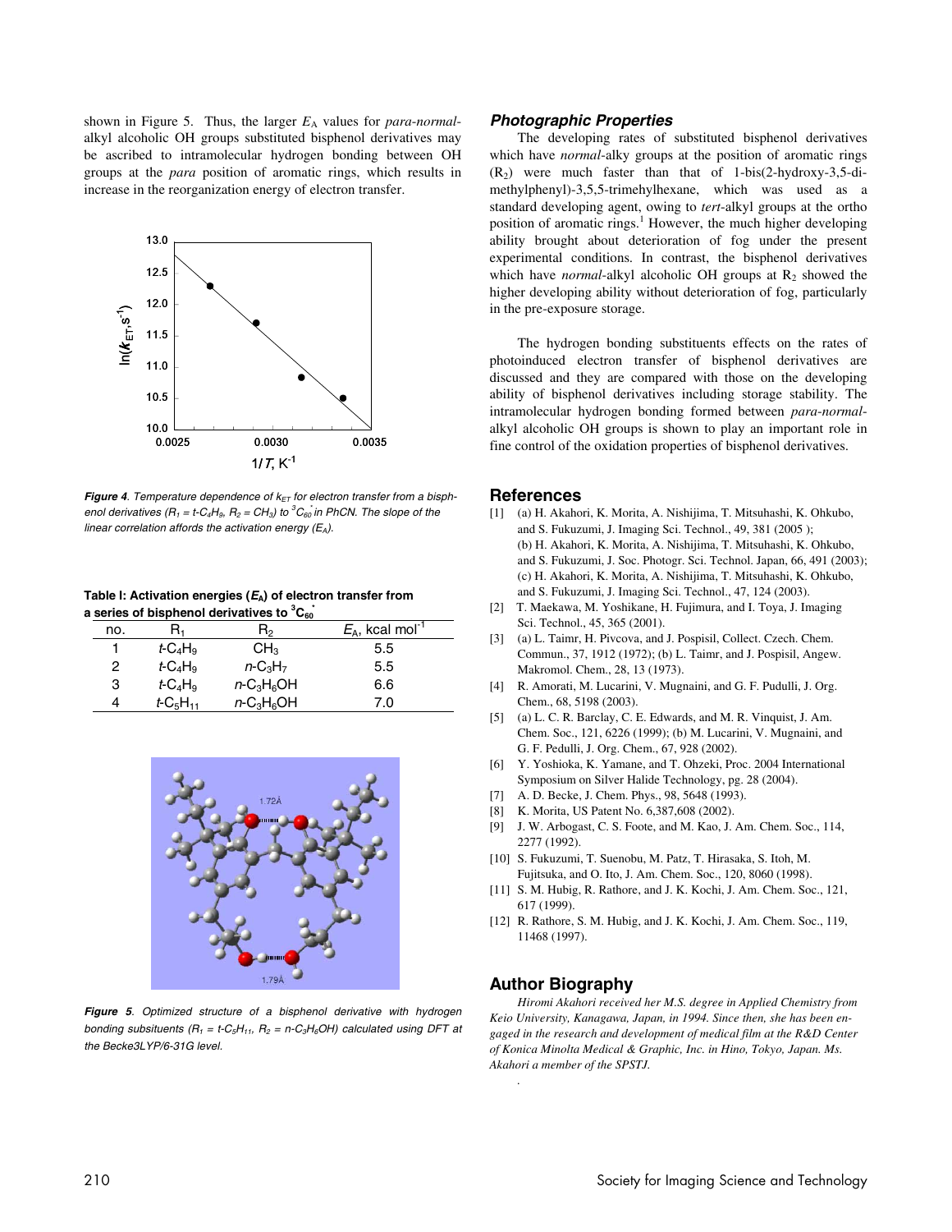shown in Figure 5. Thus, the larger $E_A$ values for *para-normal*-alkyl alcoholic OH groups substituted bisphenol derivatives may be ascribed to intramolecular hydrogen bonding between OH groups at the *para* position of aromatic rings, which results in increase in the reorganization energy of electron transfer.

13.0
12.5
12.0
11.5
11.0
10.5
10.0
$\ln(k_{ET}, s^{-1})$
0.0025
0.0030
0.0035
$1/T$, $K^{-1}$

***Figure 4**. Temperature dependence of $k_{ET}$ for electron transfer from a bisphenol derivatives ($R_1$ = t-$C_4H_9$, $R_2$ = $CH_3$) to $^3C_{60}^*$ in PhCN. The slope of the linear correlation affords the activation energy ($E_A$).*

**Table I: Activation energies ($E_A$) of electron transfer from a series of bisphenol derivatives to $^3C_{60}^*$**

| no. | $R_1$ | $R_2$ | $E_A$, kcal mol$^{-1}$ |
|---|---|---|---|
| 1 | $t$-$C_4H_9$ | $CH_3$ | 5.5 |
| 2 | $t$-$C_4H_9$ | $n$-$C_3H_7$ | 5.5 |
| 3 | $t$-$C_4H_9$ | $n$-$C_3H_6OH$ | 6.6 |
| 4 | $t$-$C_5H_{11}$ | $n$-$C_3H_6OH$ | 7.0 |

1.72Å
1.79Å

***Figure 5**. Optimized structure of a bisphenol derivative with hydrogen bonding subsituents ($R_1$ = t-$C_5H_{11}$, $R_2$ = n-$C_3H_6OH$) calculated using DFT at the Becke3LYP/6-31G level.*

### Photographic Properties

The developing rates of substituted bisphenol derivatives which have *normal*-alky groups at the position of aromatic rings ($R_2$) were much faster than that of 1-bis(2-hydroxy-3,5-dimethylphenyl)-3,5,5-trimehylhexane, which was used as a standard developing agent, owing to *tert*-alkyl groups at the ortho position of aromatic rings.[1] However, the much higher developing ability brought about deterioration of fog under the present experimental conditions. In contrast, the bisphenol derivatives which have *normal*-alkyl alcoholic OH groups at $R_2$ showed the higher developing ability without deterioration of fog, particularly in the pre-exposure storage.

The hydrogen bonding substituents effects on the rates of photoinduced electron transfer of bisphenol derivatives are discussed and they are compared with those on the developing ability of bisphenol derivatives including storage stability. The intramolecular hydrogen bonding formed between *para-normal*-alkyl alcoholic OH groups is shown to play an important role in fine control of the oxidation properties of bisphenol derivatives.

## References

[1] (a) H. Akahori, K. Morita, A. Nishijima, T. Mitsuhashi, K. Ohkubo, and S. Fukuzumi, J. Imaging Sci. Technol., 49, 381 (2005 ); (b) H. Akahori, K. Morita, A. Nishijima, T. Mitsuhashi, K. Ohkubo, and S. Fukuzumi, J. Soc. Photogr. Sci. Technol. Japan, 66, 491 (2003); (c) H. Akahori, K. Morita, A. Nishijima, T. Mitsuhashi, K. Ohkubo, and S. Fukuzumi, J. Imaging Sci. Technol., 47, 124 (2003).

[2] T. Maekawa, M. Yoshikane, H. Fujimura, and I. Toya, J. Imaging Sci. Technol., 45, 365 (2001).

[3] (a) L. Taimr, H. Pivcova, and J. Pospisil, Collect. Czech. Chem. Commun., 37, 1912 (1972); (b) L. Taimr, and J. Pospisil, Angew. Makromol. Chem., 28, 13 (1973).

[4] R. Amorati, M. Lucarini, V. Mugnaini, and G. F. Pudulli, J. Org. Chem., 68, 5198 (2003).

[5] (a) L. C. R. Barclay, C. E. Edwards, and M. R. Vinquist, J. Am. Chem. Soc., 121, 6226 (1999); (b) M. Lucarini, V. Mugnaini, and G. F. Pedulli, J. Org. Chem., 67, 928 (2002).

[6] Y. Yoshioka, K. Yamane, and T. Ohzeki, Proc. 2004 International Symposium on Silver Halide Technology, pg. 28 (2004).

[7] A. D. Becke, J. Chem. Phys., 98, 5648 (1993).

[8] K. Morita, US Patent No. 6,387,608 (2002).

[9] J. W. Arbogast, C. S. Foote, and M. Kao, J. Am. Chem. Soc., 114, 2277 (1992).

[10] S. Fukuzumi, T. Suenobu, M. Patz, T. Hirasaka, S. Itoh, M. Fujitsuka, and O. Ito, J. Am. Chem. Soc., 120, 8060 (1998).

[11] S. M. Hubig, R. Rathore, and J. K. Kochi, J. Am. Chem. Soc., 121, 617 (1999).

[12] R. Rathore, S. M. Hubig, and J. K. Kochi, J. Am. Chem. Soc., 119, 11468 (1997).

## Author Biography

*Hiromi Akahori received her M.S. degree in Applied Chemistry from Keio University, Kanagawa, Japan, in 1994. Since then, she has been engaged in the research and development of medical film at the R&D Center of Konica Minolta Medical & Graphic, Inc. in Hino, Tokyo, Japan. Ms. Akahori a member of the SPSTJ.*